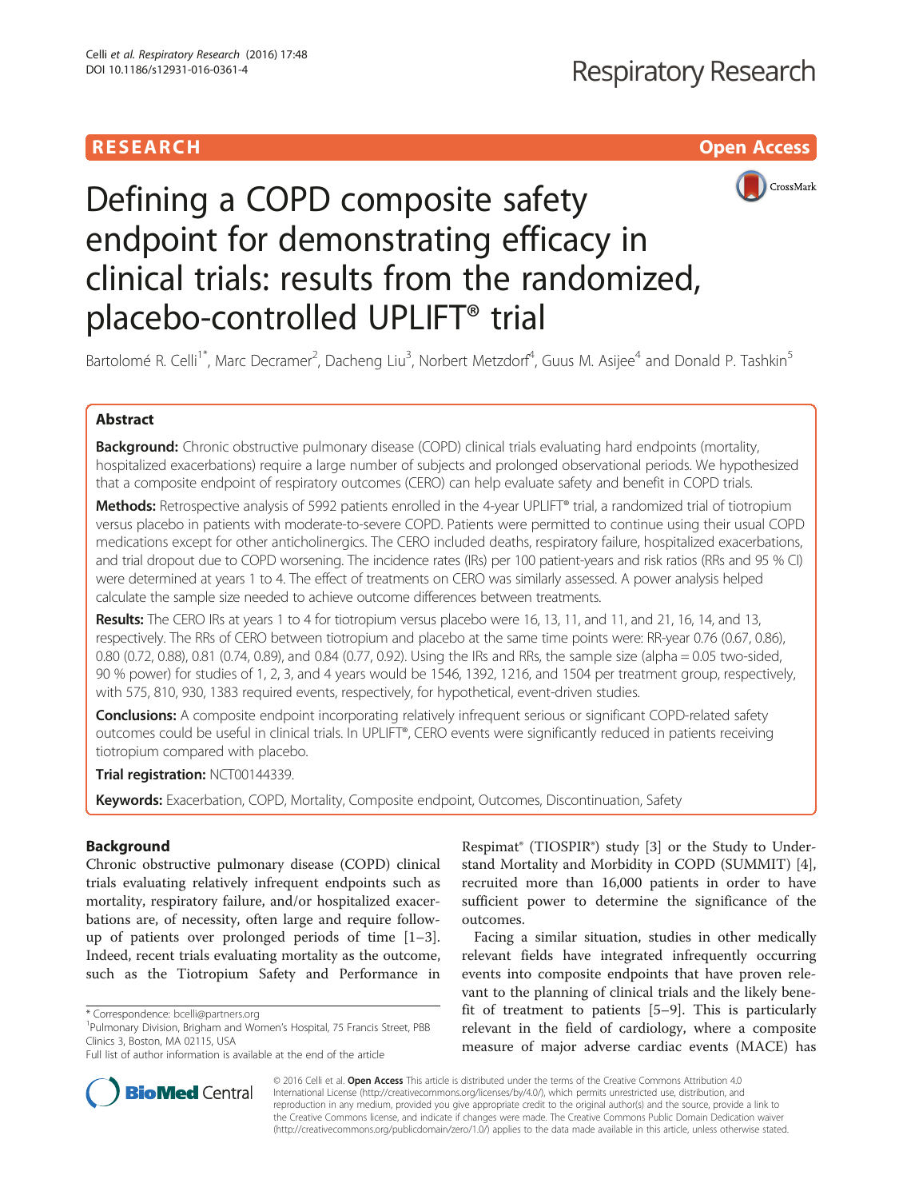RESEARCH Open Access

# Defining a COPD composite safety endpoint for demonstrating efficacy in clinical trials: results from the randomized, placebo-controlled UPLIFT® trial

Bartolomé R. Celli[1*], Marc Decramer[2], Dacheng Liu[3], Norbert Metzdorf[4], Guus M. Asijee[4] and Donald P. Tashkin[5]

## Abstract

**Background:** Chronic obstructive pulmonary disease (COPD) clinical trials evaluating hard endpoints (mortality, hospitalized exacerbations) require a large number of subjects and prolonged observational periods. We hypothesized that a composite endpoint of respiratory outcomes (CERO) can help evaluate safety and benefit in COPD trials.

**Methods:** Retrospective analysis of 5992 patients enrolled in the 4-year UPLIFT® trial, a randomized trial of tiotropium versus placebo in patients with moderate-to-severe COPD. Patients were permitted to continue using their usual COPD medications except for other anticholinergics. The CERO included deaths, respiratory failure, hospitalized exacerbations, and trial dropout due to COPD worsening. The incidence rates (IRs) per 100 patient-years and risk ratios (RRs and 95 % CI) were determined at years 1 to 4. The effect of treatments on CERO was similarly assessed. A power analysis helped calculate the sample size needed to achieve outcome differences between treatments.

**Results:** The CERO IRs at years 1 to 4 for tiotropium versus placebo were 16, 13, 11, and 11, and 21, 16, 14, and 13, respectively. The RRs of CERO between tiotropium and placebo at the same time points were: RR-year 0.76 (0.67, 0.86), 0.80 (0.72, 0.88), 0.81 (0.74, 0.89), and 0.84 (0.77, 0.92). Using the IRs and RRs, the sample size (alpha = 0.05 two-sided, 90 % power) for studies of 1, 2, 3, and 4 years would be 1546, 1392, 1216, and 1504 per treatment group, respectively, with 575, 810, 930, 1383 required events, respectively, for hypothetical, event-driven studies.

**Conclusions:** A composite endpoint incorporating relatively infrequent serious or significant COPD-related safety outcomes could be useful in clinical trials. In UPLIFT®, CERO events were significantly reduced in patients receiving tiotropium compared with placebo.

**Trial registration:** NCT00144339.

**Keywords:** Exacerbation, COPD, Mortality, Composite endpoint, Outcomes, Discontinuation, Safety

## Background

Chronic obstructive pulmonary disease (COPD) clinical trials evaluating relatively infrequent endpoints such as mortality, respiratory failure, and/or hospitalized exacerbations are, of necessity, often large and require follow-up of patients over prolonged periods of time [1–3]. Indeed, recent trials evaluating mortality as the outcome, such as the Tiotropium Safety and Performance in Respimat® (TIOSPIR®) study [3] or the Study to Understand Mortality and Morbidity in COPD (SUMMIT) [4], recruited more than 16,000 patients in order to have sufficient power to determine the significance of the outcomes.

Facing a similar situation, studies in other medically relevant fields have integrated infrequently occurring events into composite endpoints that have proven relevant to the planning of clinical trials and the likely benefit of treatment to patients [5–9]. This is particularly relevant in the field of cardiology, where a composite measure of major adverse cardiac events (MACE) has

* Correspondence: bcelli@partners.org
[1]Pulmonary Division, Brigham and Women's Hospital, 75 Francis Street, PBB Clinics 3, Boston, MA 02115, USA
Full list of author information is available at the end of the article

© 2016 Celli et al. **Open Access** This article is distributed under the terms of the Creative Commons Attribution 4.0 International License (http://creativecommons.org/licenses/by/4.0/), which permits unrestricted use, distribution, and reproduction in any medium, provided you give appropriate credit to the original author(s) and the source, provide a link to the Creative Commons license, and indicate if changes were made. The Creative Commons Public Domain Dedication waiver (http://creativecommons.org/publicdomain/zero/1.0/) applies to the data made available in this article, unless otherwise stated.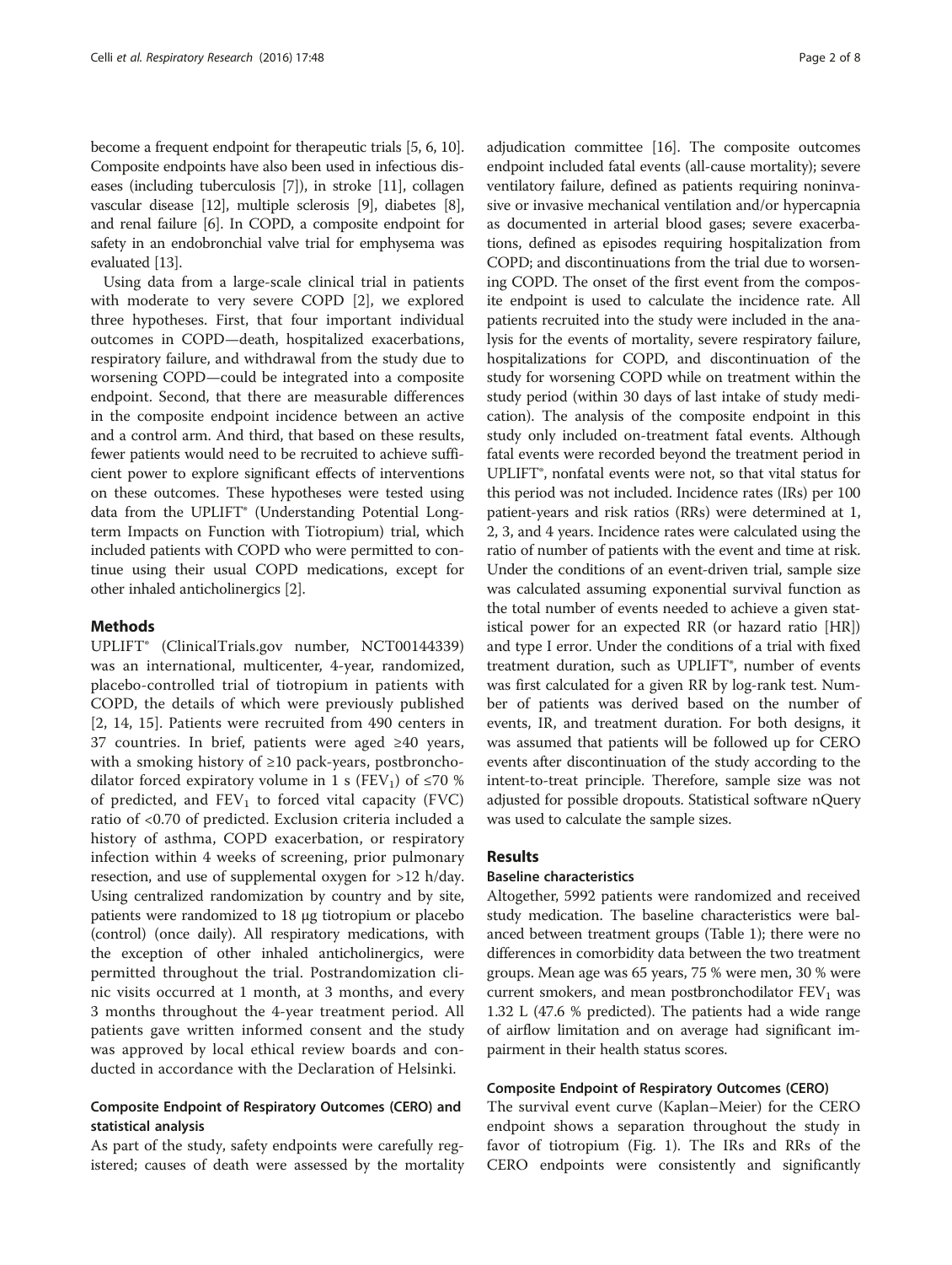become a frequent endpoint for therapeutic trials [5, 6, 10]. Composite endpoints have also been used in infectious diseases (including tuberculosis [7]), in stroke [11], collagen vascular disease [12], multiple sclerosis [9], diabetes [8], and renal failure [6]. In COPD, a composite endpoint for safety in an endobronchial valve trial for emphysema was evaluated [13].

Using data from a large-scale clinical trial in patients with moderate to very severe COPD [2], we explored three hypotheses. First, that four important individual outcomes in COPD—death, hospitalized exacerbations, respiratory failure, and withdrawal from the study due to worsening COPD—could be integrated into a composite endpoint. Second, that there are measurable differences in the composite endpoint incidence between an active and a control arm. And third, that based on these results, fewer patients would need to be recruited to achieve sufficient power to explore significant effects of interventions on these outcomes. These hypotheses were tested using data from the UPLIFT® (Understanding Potential Long-term Impacts on Function with Tiotropium) trial, which included patients with COPD who were permitted to continue using their usual COPD medications, except for other inhaled anticholinergics [2].

## Methods

UPLIFT® (ClinicalTrials.gov number, NCT00144339) was an international, multicenter, 4-year, randomized, placebo-controlled trial of tiotropium in patients with COPD, the details of which were previously published [2, 14, 15]. Patients were recruited from 490 centers in 37 countries. In brief, patients were aged ≥40 years, with a smoking history of ≥10 pack-years, postbronchodilator forced expiratory volume in 1 s ($FEV_1$) of ≤70 % of predicted, and $FEV_1$ to forced vital capacity (FVC) ratio of <0.70 of predicted. Exclusion criteria included a history of asthma, COPD exacerbation, or respiratory infection within 4 weeks of screening, prior pulmonary resection, and use of supplemental oxygen for >12 h/day. Using centralized randomization by country and by site, patients were randomized to 18 μg tiotropium or placebo (control) (once daily). All respiratory medications, with the exception of other inhaled anticholinergics, were permitted throughout the trial. Postrandomization clinic visits occurred at 1 month, at 3 months, and every 3 months throughout the 4-year treatment period. All patients gave written informed consent and the study was approved by local ethical review boards and conducted in accordance with the Declaration of Helsinki.

### Composite Endpoint of Respiratory Outcomes (CERO) and statistical analysis

As part of the study, safety endpoints were carefully registered; causes of death were assessed by the mortality adjudication committee [16]. The composite outcomes endpoint included fatal events (all-cause mortality); severe ventilatory failure, defined as patients requiring noninvasive or invasive mechanical ventilation and/or hypercapnia as documented in arterial blood gases; severe exacerbations, defined as episodes requiring hospitalization from COPD; and discontinuations from the trial due to worsening COPD. The onset of the first event from the composite endpoint is used to calculate the incidence rate. All patients recruited into the study were included in the analysis for the events of mortality, severe respiratory failure, hospitalizations for COPD, and discontinuation of the study for worsening COPD while on treatment within the study period (within 30 days of last intake of study medication). The analysis of the composite endpoint in this study only included on-treatment fatal events. Although fatal events were recorded beyond the treatment period in UPLIFT®, nonfatal events were not, so that vital status for this period was not included. Incidence rates (IRs) per 100 patient-years and risk ratios (RRs) were determined at 1, 2, 3, and 4 years. Incidence rates were calculated using the ratio of number of patients with the event and time at risk. Under the conditions of an event-driven trial, sample size was calculated assuming exponential survival function as the total number of events needed to achieve a given statistical power for an expected RR (or hazard ratio [HR]) and type I error. Under the conditions of a trial with fixed treatment duration, such as UPLIFT®, number of events was first calculated for a given RR by log-rank test. Number of patients was derived based on the number of events, IR, and treatment duration. For both designs, it was assumed that patients will be followed up for CERO events after discontinuation of the study according to the intent-to-treat principle. Therefore, sample size was not adjusted for possible dropouts. Statistical software nQuery was used to calculate the sample sizes.

## Results

### Baseline characteristics

Altogether, 5992 patients were randomized and received study medication. The baseline characteristics were balanced between treatment groups (Table 1); there were no differences in comorbidity data between the two treatment groups. Mean age was 65 years, 75 % were men, 30 % were current smokers, and mean postbronchodilator $FEV_1$ was 1.32 L (47.6 % predicted). The patients had a wide range of airflow limitation and on average had significant impairment in their health status scores.

### Composite Endpoint of Respiratory Outcomes (CERO)

The survival event curve (Kaplan–Meier) for the CERO endpoint shows a separation throughout the study in favor of tiotropium (Fig. 1). The IRs and RRs of the CERO endpoints were consistently and significantly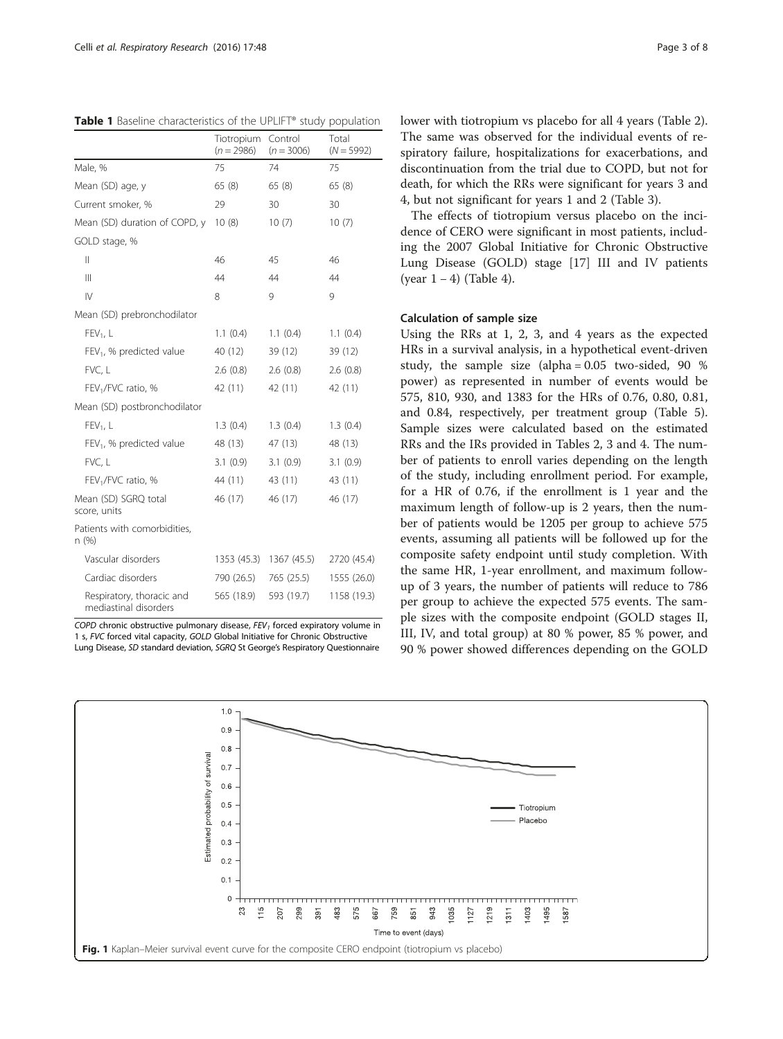**Table 1** Baseline characteristics of the UPLIFT® study population

| | Tiotropium ($n = 2986$) | Control ($n = 3006$) | Total ($N = 5992$) |
|---|---|---|---|
| Male, % | 75 | 74 | 75 |
| Mean (SD) age, y | 65 (8) | 65 (8) | 65 (8) |
| Current smoker, % | 29 | 30 | 30 |
| Mean (SD) duration of COPD, y | 10 (8) | 10 (7) | 10 (7) |
| GOLD stage, % | | | |
| II | 46 | 45 | 46 |
| III | 44 | 44 | 44 |
| IV | 8 | 9 | 9 |
| Mean (SD) prebronchodilator | | | |
| $FEV_1$, L | 1.1 (0.4) | 1.1 (0.4) | 1.1 (0.4) |
| $FEV_1$, % predicted value | 40 (12) | 39 (12) | 39 (12) |
| FVC, L | 2.6 (0.8) | 2.6 (0.8) | 2.6 (0.8) |
| $FEV_1$/FVC ratio, % | 42 (11) | 42 (11) | 42 (11) |
| Mean (SD) postbronchodilator | | | |
| $FEV_1$, L | 1.3 (0.4) | 1.3 (0.4) | 1.3 (0.4) |
| $FEV_1$, % predicted value | 48 (13) | 47 (13) | 48 (13) |
| FVC, L | 3.1 (0.9) | 3.1 (0.9) | 3.1 (0.9) |
| $FEV_1$/FVC ratio, % | 44 (11) | 43 (11) | 43 (11) |
| Mean (SD) SGRQ total score, units | 46 (17) | 46 (17) | 46 (17) |
| Patients with comorbidities, n (%) | | | |
| Vascular disorders | 1353 (45.3) | 1367 (45.5) | 2720 (45.4) |
| Cardiac disorders | 790 (26.5) | 765 (25.5) | 1555 (26.0) |
| Respiratory, thoracic and mediastinal disorders | 565 (18.9) | 593 (19.7) | 1158 (19.3) |

*COPD* chronic obstructive pulmonary disease, *$FEV_1$* forced expiratory volume in 1 s, *FVC* forced vital capacity, *GOLD* Global Initiative for Chronic Obstructive Lung Disease, *SD* standard deviation, *SGRQ* St George's Respiratory Questionnaire

lower with tiotropium vs placebo for all 4 years (Table 2). The same was observed for the individual events of respiratory failure, hospitalizations for exacerbations, and discontinuation from the trial due to COPD, but not for death, for which the RRs were significant for years 3 and 4, but not significant for years 1 and 2 (Table 3).

The effects of tiotropium versus placebo on the incidence of CERO were significant in most patients, including the 2007 Global Initiative for Chronic Obstructive Lung Disease (GOLD) stage [17] III and IV patients (year 1 – 4) (Table 4).

### Calculation of sample size

Using the RRs at 1, 2, 3, and 4 years as the expected HRs in a survival analysis, in a hypothetical event-driven study, the sample size (alpha = 0.05 two-sided, 90 % power) as represented in number of events would be 575, 810, 930, and 1383 for the HRs of 0.76, 0.80, 0.81, and 0.84, respectively, per treatment group (Table 5). Sample sizes were calculated based on the estimated RRs and the IRs provided in Tables 2, 3 and 4. The number of patients to enroll varies depending on the length of the study, including enrollment period. For example, for a HR of 0.76, if the enrollment is 1 year and the maximum length of follow-up is 2 years, then the number of patients would be 1205 per group to achieve 575 events, assuming all patients will be followed up for the composite safety endpoint until study completion. With the same HR, 1-year enrollment, and maximum follow-up of 3 years, the number of patients will reduce to 786 per group to achieve the expected 575 events. The sample sizes with the composite endpoint (GOLD stages II, III, IV, and total group) at 80 % power, 85 % power, and 90 % power showed differences depending on the GOLD

Estimated probability of survival
1.0
0.9
0.8
0.7
0.6
0.5
0.4
0.3
0.2
0.1
0
23 115 207 299 391 483 575 667 759 851 943 1035 1127 1219 1311 1403 1495 1587
Time to event (days)
Tiotropium
Placebo

**Fig. 1** Kaplan–Meier survival event curve for the composite CERO endpoint (tiotropium vs placebo)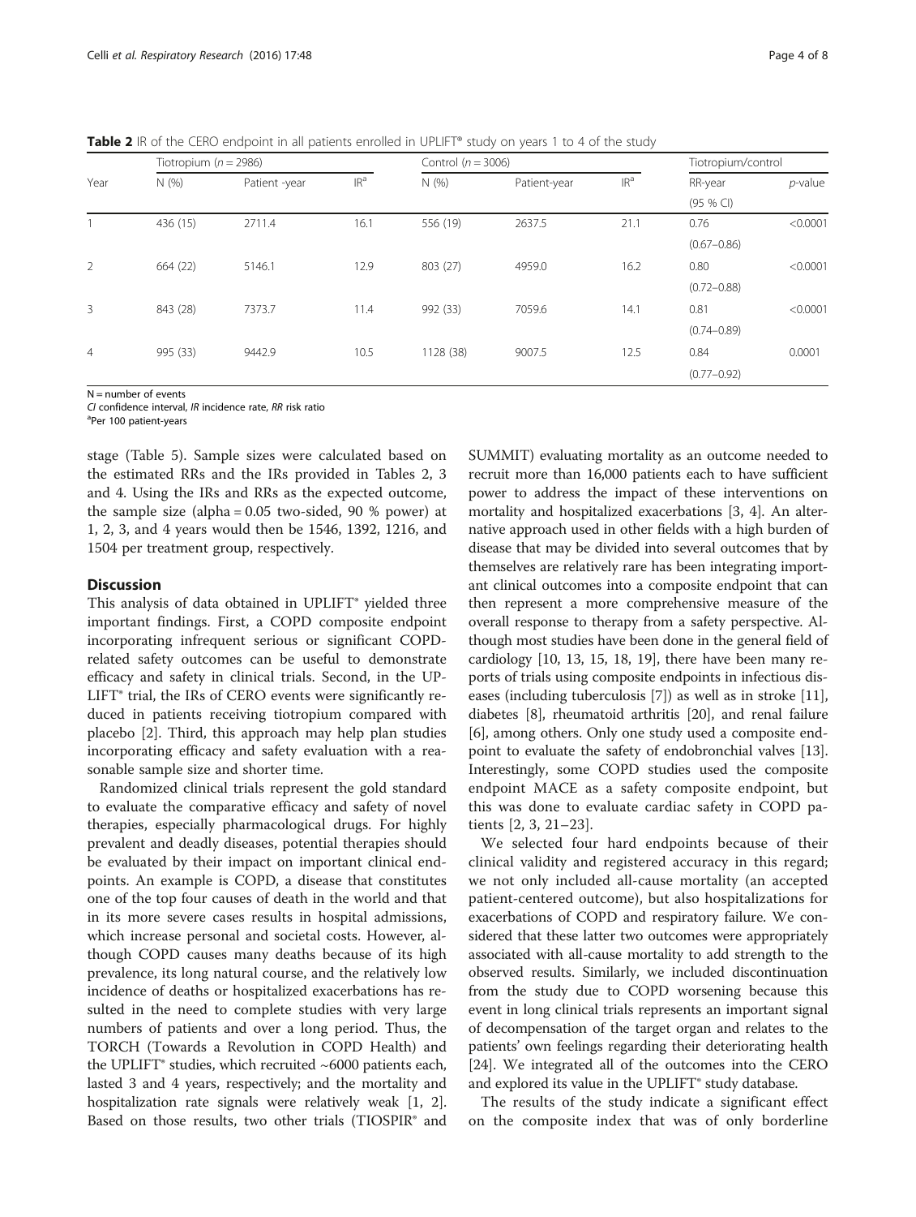**Table 2** IR of the CERO endpoint in all patients enrolled in UPLIFT® study on years 1 to 4 of the study

| Year | Tiotropium ($n = 2986$) | | | Control ($n = 3006$) | | | Tiotropium/control | |
|---|---|---|---|---|---|---|---|---|
| | N (%) | Patient -year | IR[a] | N (%) | Patient-year | IR[a] | RR-year (95 % CI) | *p*-value |
| 1 | 436 (15) | 2711.4 | 16.1 | 556 (19) | 2637.5 | 21.1 | 0.76 (0.67–0.86) | <0.0001 |
| 2 | 664 (22) | 5146.1 | 12.9 | 803 (27) | 4959.0 | 16.2 | 0.80 (0.72–0.88) | <0.0001 |
| 3 | 843 (28) | 7373.7 | 11.4 | 992 (33) | 7059.6 | 14.1 | 0.81 (0.74–0.89) | <0.0001 |
| 4 | 995 (33) | 9442.9 | 10.5 | 1128 (38) | 9007.5 | 12.5 | 0.84 (0.77–0.92) | 0.0001 |

N = number of events

*CI* confidence interval, *IR* incidence rate, *RR* risk ratio

[a]Per 100 patient-years

stage (Table 5). Sample sizes were calculated based on the estimated RRs and the IRs provided in Tables 2, 3 and 4. Using the IRs and RRs as the expected outcome, the sample size (alpha = 0.05 two-sided, 90 % power) at 1, 2, 3, and 4 years would then be 1546, 1392, 1216, and 1504 per treatment group, respectively.

## Discussion

This analysis of data obtained in UPLIFT® yielded three important findings. First, a COPD composite endpoint incorporating infrequent serious or significant COPD-related safety outcomes can be useful to demonstrate efficacy and safety in clinical trials. Second, in the UPLIFT® trial, the IRs of CERO events were significantly reduced in patients receiving tiotropium compared with placebo [2]. Third, this approach may help plan studies incorporating efficacy and safety evaluation with a reasonable sample size and shorter time.

Randomized clinical trials represent the gold standard to evaluate the comparative efficacy and safety of novel therapies, especially pharmacological drugs. For highly prevalent and deadly diseases, potential therapies should be evaluated by their impact on important clinical endpoints. An example is COPD, a disease that constitutes one of the top four causes of death in the world and that in its more severe cases results in hospital admissions, which increase personal and societal costs. However, although COPD causes many deaths because of its high prevalence, its long natural course, and the relatively low incidence of deaths or hospitalized exacerbations has resulted in the need to complete studies with very large numbers of patients and over a long period. Thus, the TORCH (Towards a Revolution in COPD Health) and the UPLIFT® studies, which recruited ~6000 patients each, lasted 3 and 4 years, respectively; and the mortality and hospitalization rate signals were relatively weak [1, 2]. Based on those results, two other trials (TIOSPIR® and SUMMIT) evaluating mortality as an outcome needed to recruit more than 16,000 patients each to have sufficient power to address the impact of these interventions on mortality and hospitalized exacerbations [3, 4]. An alternative approach used in other fields with a high burden of disease that may be divided into several outcomes that by themselves are relatively rare has been integrating important clinical outcomes into a composite endpoint that can then represent a more comprehensive measure of the overall response to therapy from a safety perspective. Although most studies have been done in the general field of cardiology [10, 13, 15, 18, 19], there have been many reports of trials using composite endpoints in infectious diseases (including tuberculosis [7]) as well as in stroke [11], diabetes [8], rheumatoid arthritis [20], and renal failure [6], among others. Only one study used a composite endpoint to evaluate the safety of endobronchial valves [13]. Interestingly, some COPD studies used the composite endpoint MACE as a safety composite endpoint, but this was done to evaluate cardiac safety in COPD patients [2, 3, 21–23].

We selected four hard endpoints because of their clinical validity and registered accuracy in this regard; we not only included all-cause mortality (an accepted patient-centered outcome), but also hospitalizations for exacerbations of COPD and respiratory failure. We considered that these latter two outcomes were appropriately associated with all-cause mortality to add strength to the observed results. Similarly, we included discontinuation from the study due to COPD worsening because this event in long clinical trials represents an important signal of decompensation of the target organ and relates to the patients' own feelings regarding their deteriorating health [24]. We integrated all of the outcomes into the CERO and explored its value in the UPLIFT® study database.

The results of the study indicate a significant effect on the composite index that was of only borderline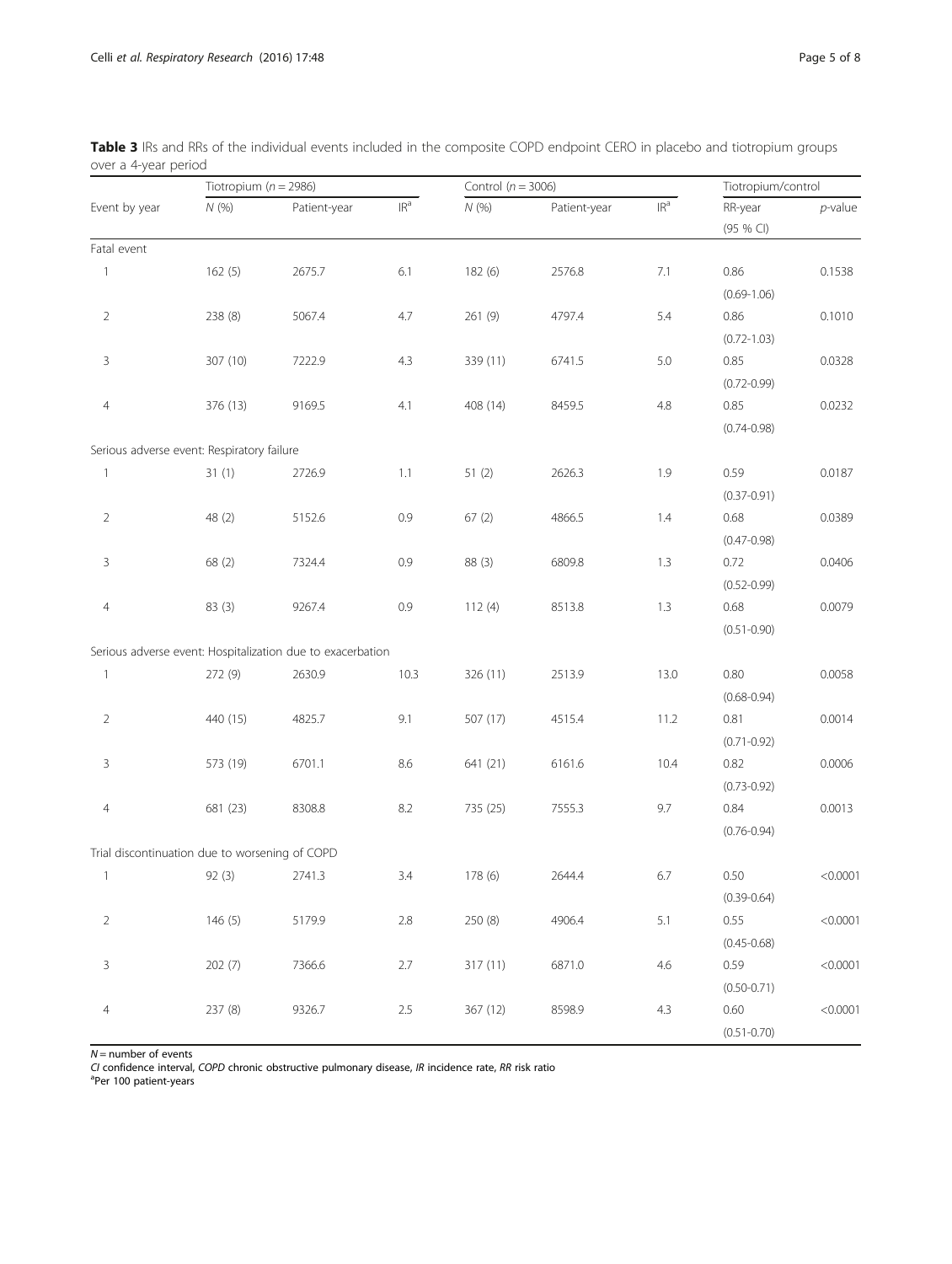**Table 3** IRs and RRs of the individual events included in the composite COPD endpoint CERO in placebo and tiotropium groups over a 4-year period

| | Tiotropium ($n = 2986$) | | | Control ($n = 3006$) | | | Tiotropium/control | |
|---|---|---|---|---|---|---|---|---|
| Event by year | *N* (%) | Patient-year | IR[a] | *N* (%) | Patient-year | IR[a] | RR-year (95 % CI) | *p*-value |
| Fatal event | | | | | | | | |
| 1 | 162 (5) | 2675.7 | 6.1 | 182 (6) | 2576.8 | 7.1 | 0.86 (0.69-1.06) | 0.1538 |
| 2 | 238 (8) | 5067.4 | 4.7 | 261 (9) | 4797.4 | 5.4 | 0.86 (0.72-1.03) | 0.1010 |
| 3 | 307 (10) | 7222.9 | 4.3 | 339 (11) | 6741.5 | 5.0 | 0.85 (0.72-0.99) | 0.0328 |
| 4 | 376 (13) | 9169.5 | 4.1 | 408 (14) | 8459.5 | 4.8 | 0.85 (0.74-0.98) | 0.0232 |
| Serious adverse event: Respiratory failure | | | | | | | | |
| 1 | 31 (1) | 2726.9 | 1.1 | 51 (2) | 2626.3 | 1.9 | 0.59 (0.37-0.91) | 0.0187 |
| 2 | 48 (2) | 5152.6 | 0.9 | 67 (2) | 4866.5 | 1.4 | 0.68 (0.47-0.98) | 0.0389 |
| 3 | 68 (2) | 7324.4 | 0.9 | 88 (3) | 6809.8 | 1.3 | 0.72 (0.52-0.99) | 0.0406 |
| 4 | 83 (3) | 9267.4 | 0.9 | 112 (4) | 8513.8 | 1.3 | 0.68 (0.51-0.90) | 0.0079 |
| Serious adverse event: Hospitalization due to exacerbation | | | | | | | | |
| 1 | 272 (9) | 2630.9 | 10.3 | 326 (11) | 2513.9 | 13.0 | 0.80 (0.68-0.94) | 0.0058 |
| 2 | 440 (15) | 4825.7 | 9.1 | 507 (17) | 4515.4 | 11.2 | 0.81 (0.71-0.92) | 0.0014 |
| 3 | 573 (19) | 6701.1 | 8.6 | 641 (21) | 6161.6 | 10.4 | 0.82 (0.73-0.92) | 0.0006 |
| 4 | 681 (23) | 8308.8 | 8.2 | 735 (25) | 7555.3 | 9.7 | 0.84 (0.76-0.94) | 0.0013 |
| Trial discontinuation due to worsening of COPD | | | | | | | | |
| 1 | 92 (3) | 2741.3 | 3.4 | 178 (6) | 2644.4 | 6.7 | 0.50 (0.39-0.64) | <0.0001 |
| 2 | 146 (5) | 5179.9 | 2.8 | 250 (8) | 4906.4 | 5.1 | 0.55 (0.45-0.68) | <0.0001 |
| 3 | 202 (7) | 7366.6 | 2.7 | 317 (11) | 6871.0 | 4.6 | 0.59 (0.50-0.71) | <0.0001 |
| 4 | 237 (8) | 9326.7 | 2.5 | 367 (12) | 8598.9 | 4.3 | 0.60 (0.51-0.70) | <0.0001 |

*N* = number of events
*CI* confidence interval, *COPD* chronic obstructive pulmonary disease, *IR* incidence rate, *RR* risk ratio
[a]Per 100 patient-years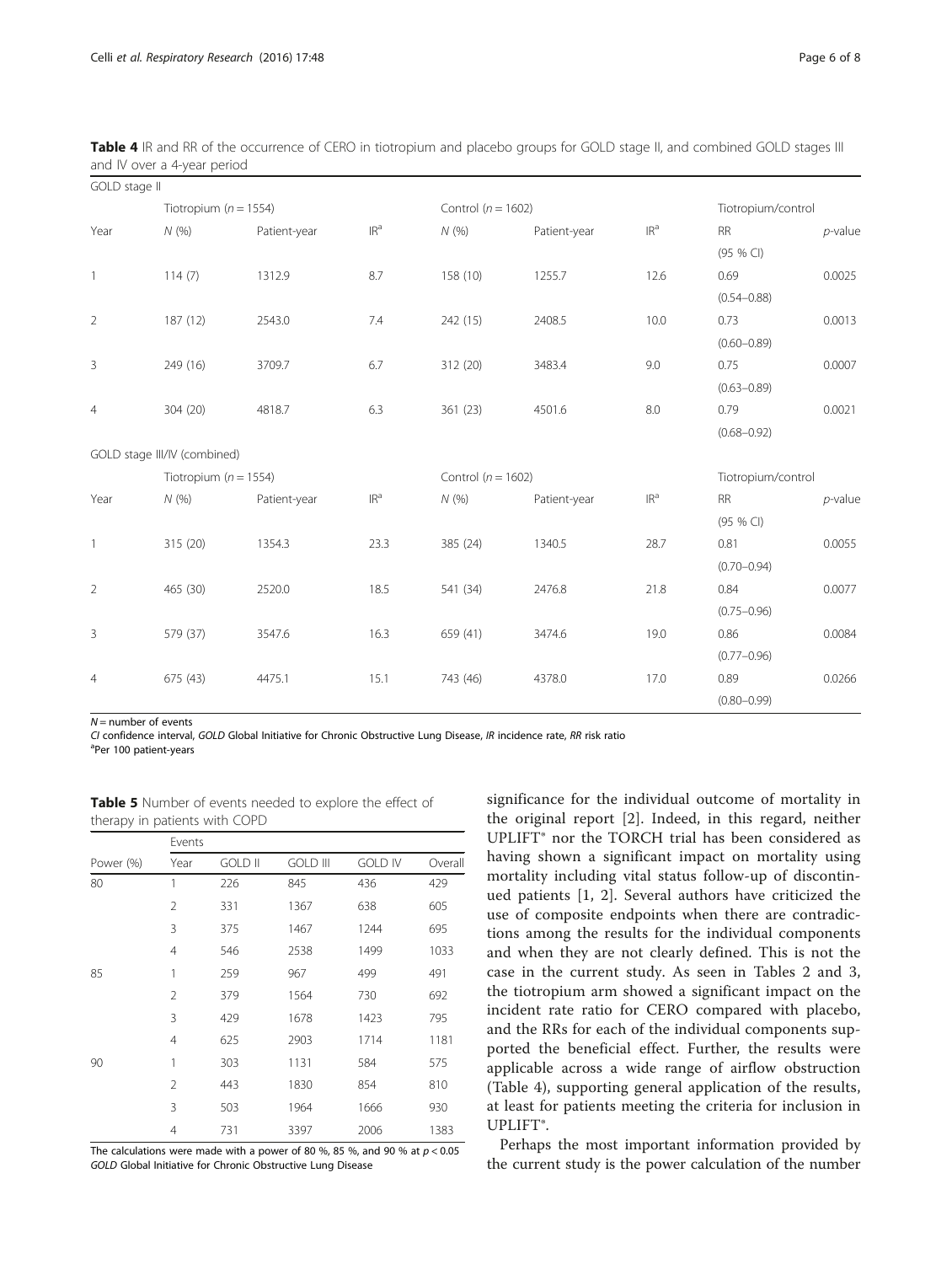**Table 4** IR and RR of the occurrence of CERO in tiotropium and placebo groups for GOLD stage II, and combined GOLD stages III and IV over a 4-year period

| GOLD stage II | | | | | | | | |
|---|---|---|---|---|---|---|---|---|
| | Tiotropium ($n = 1554$) | | | Control ($n = 1602$) | | | Tiotropium/control | |
| Year | *N* (%) | Patient-year | IR[a] | *N* (%) | Patient-year | IR[a] | RR (95 % CI) | *p*-value |
| 1 | 114 (7) | 1312.9 | 8.7 | 158 (10) | 1255.7 | 12.6 | 0.69 (0.54–0.88) | 0.0025 |
| 2 | 187 (12) | 2543.0 | 7.4 | 242 (15) | 2408.5 | 10.0 | 0.73 (0.60–0.89) | 0.0013 |
| 3 | 249 (16) | 3709.7 | 6.7 | 312 (20) | 3483.4 | 9.0 | 0.75 (0.63–0.89) | 0.0007 |
| 4 | 304 (20) | 4818.7 | 6.3 | 361 (23) | 4501.6 | 8.0 | 0.79 (0.68–0.92) | 0.0021 |
| GOLD stage III/IV (combined) | | | | | | | | |
| | Tiotropium ($n = 1554$) | | | Control ($n = 1602$) | | | Tiotropium/control | |
| Year | *N* (%) | Patient-year | IR[a] | *N* (%) | Patient-year | IR[a] | RR (95 % CI) | *p*-value |
| 1 | 315 (20) | 1354.3 | 23.3 | 385 (24) | 1340.5 | 28.7 | 0.81 (0.70–0.94) | 0.0055 |
| 2 | 465 (30) | 2520.0 | 18.5 | 541 (34) | 2476.8 | 21.8 | 0.84 (0.75–0.96) | 0.0077 |
| 3 | 579 (37) | 3547.6 | 16.3 | 659 (41) | 3474.6 | 19.0 | 0.86 (0.77–0.96) | 0.0084 |
| 4 | 675 (43) | 4475.1 | 15.1 | 743 (46) | 4378.0 | 17.0 | 0.89 (0.80–0.99) | 0.0266 |

*N* = number of events
*CI* confidence interval, *GOLD* Global Initiative for Chronic Obstructive Lung Disease, *IR* incidence rate, *RR* risk ratio
[a]Per 100 patient-years

**Table 5** Number of events needed to explore the effect of therapy in patients with COPD

| | Events | | | | |
|---|---|---|---|---|---|
| Power (%) | Year | GOLD II | GOLD III | GOLD IV | Overall |
| 80 | 1 | 226 | 845 | 436 | 429 |
| | 2 | 331 | 1367 | 638 | 605 |
| | 3 | 375 | 1467 | 1244 | 695 |
| | 4 | 546 | 2538 | 1499 | 1033 |
| 85 | 1 | 259 | 967 | 499 | 491 |
| | 2 | 379 | 1564 | 730 | 692 |
| | 3 | 429 | 1678 | 1423 | 795 |
| | 4 | 625 | 2903 | 1714 | 1181 |
| 90 | 1 | 303 | 1131 | 584 | 575 |
| | 2 | 443 | 1830 | 854 | 810 |
| | 3 | 503 | 1964 | 1666 | 930 |
| | 4 | 731 | 3397 | 2006 | 1383 |

The calculations were made with a power of 80 %, 85 %, and 90 % at $p < 0.05$
*GOLD* Global Initiative for Chronic Obstructive Lung Disease

significance for the individual outcome of mortality in the original report [2]. Indeed, in this regard, neither UPLIFT® nor the TORCH trial has been considered as having shown a significant impact on mortality using mortality including vital status follow-up of discontinued patients [1, 2]. Several authors have criticized the use of composite endpoints when there are contradictions among the results for the individual components and when they are not clearly defined. This is not the case in the current study. As seen in Tables 2 and 3, the tiotropium arm showed a significant impact on the incident rate ratio for CERO compared with placebo, and the RRs for each of the individual components supported the beneficial effect. Further, the results were applicable across a wide range of airflow obstruction (Table 4), supporting general application of the results, at least for patients meeting the criteria for inclusion in UPLIFT®.

Perhaps the most important information provided by the current study is the power calculation of the number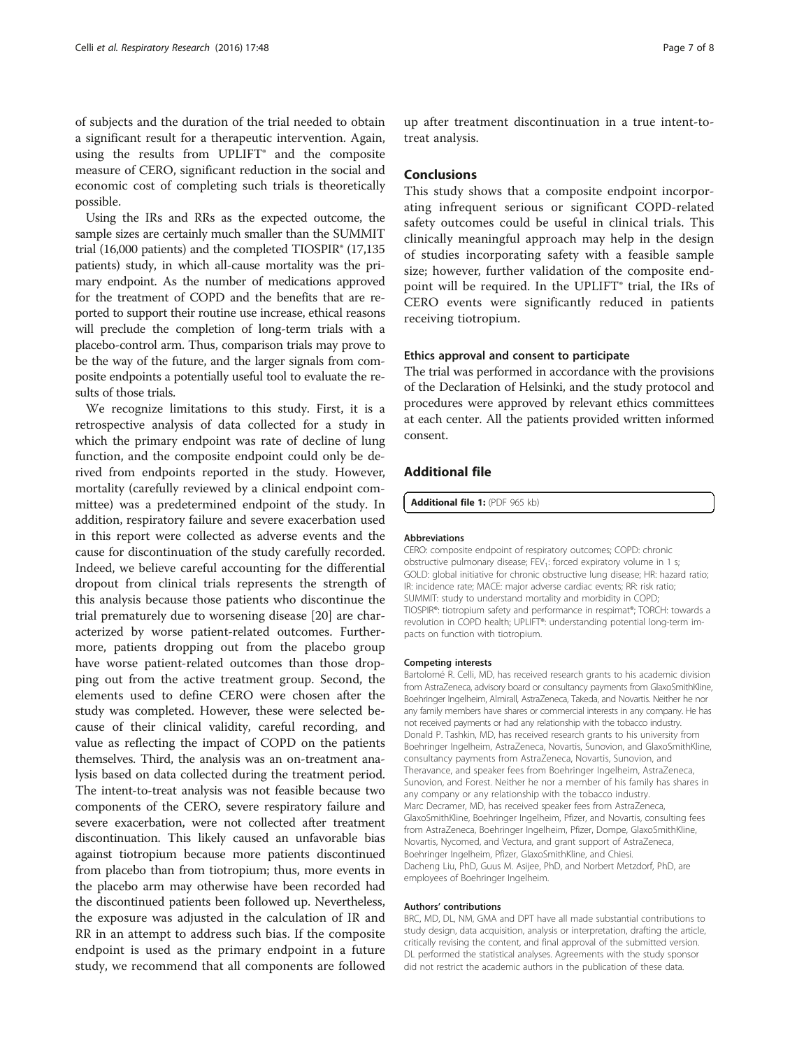of subjects and the duration of the trial needed to obtain a significant result for a therapeutic intervention. Again, using the results from UPLIFT® and the composite measure of CERO, significant reduction in the social and economic cost of completing such trials is theoretically possible.

Using the IRs and RRs as the expected outcome, the sample sizes are certainly much smaller than the SUMMIT trial (16,000 patients) and the completed TIOSPIR® (17,135 patients) study, in which all-cause mortality was the primary endpoint. As the number of medications approved for the treatment of COPD and the benefits that are reported to support their routine use increase, ethical reasons will preclude the completion of long-term trials with a placebo-control arm. Thus, comparison trials may prove to be the way of the future, and the larger signals from composite endpoints a potentially useful tool to evaluate the results of those trials.

We recognize limitations to this study. First, it is a retrospective analysis of data collected for a study in which the primary endpoint was rate of decline of lung function, and the composite endpoint could only be derived from endpoints reported in the study. However, mortality (carefully reviewed by a clinical endpoint committee) was a predetermined endpoint of the study. In addition, respiratory failure and severe exacerbation used in this report were collected as adverse events and the cause for discontinuation of the study carefully recorded. Indeed, we believe careful accounting for the differential dropout from clinical trials represents the strength of this analysis because those patients who discontinue the trial prematurely due to worsening disease [20] are characterized by worse patient-related outcomes. Furthermore, patients dropping out from the placebo group have worse patient-related outcomes than those dropping out from the active treatment group. Second, the elements used to define CERO were chosen after the study was completed. However, these were selected because of their clinical validity, careful recording, and value as reflecting the impact of COPD on the patients themselves. Third, the analysis was an on-treatment analysis based on data collected during the treatment period. The intent-to-treat analysis was not feasible because two components of the CERO, severe respiratory failure and severe exacerbation, were not collected after treatment discontinuation. This likely caused an unfavorable bias against tiotropium because more patients discontinued from placebo than from tiotropium; thus, more events in the placebo arm may otherwise have been recorded had the discontinued patients been followed up. Nevertheless, the exposure was adjusted in the calculation of IR and RR in an attempt to address such bias. If the composite endpoint is used as the primary endpoint in a future study, we recommend that all components are followed up after treatment discontinuation in a true intent-to-treat analysis.

## Conclusions

This study shows that a composite endpoint incorporating infrequent serious or significant COPD-related safety outcomes could be useful in clinical trials. This clinically meaningful approach may help in the design of studies incorporating safety with a feasible sample size; however, further validation of the composite endpoint will be required. In the UPLIFT® trial, the IRs of CERO events were significantly reduced in patients receiving tiotropium.

### Ethics approval and consent to participate

The trial was performed in accordance with the provisions of the Declaration of Helsinki, and the study protocol and procedures were approved by relevant ethics committees at each center. All the patients provided written informed consent.

## Additional file

**Additional file 1:** (PDF 965 kb)

#### Abbreviations

CERO: composite endpoint of respiratory outcomes; COPD: chronic obstructive pulmonary disease; $FEV_1$: forced expiratory volume in 1 s; GOLD: global initiative for chronic obstructive lung disease; HR: hazard ratio; IR: incidence rate; MACE: major adverse cardiac events; RR: risk ratio; SUMMIT: study to understand mortality and morbidity in COPD; TIOSPIR®: tiotropium safety and performance in respimat®; TORCH: towards a revolution in COPD health; UPLIFT®: understanding potential long-term impacts on function with tiotropium.

#### Competing interests

Bartolomé R. Celli, MD, has received research grants to his academic division from AstraZeneca, advisory board or consultancy payments from GlaxoSmithKline, Boehringer Ingelheim, Almirall, AstraZeneca, Takeda, and Novartis. Neither he nor any family members have shares or commercial interests in any company. He has not received payments or had any relationship with the tobacco industry. Donald P. Tashkin, MD, has received research grants to his university from Boehringer Ingelheim, AstraZeneca, Novartis, Sunovion, and GlaxoSmithKline, consultancy payments from AstraZeneca, Novartis, Sunovion, and Theravance, and speaker fees from Boehringer Ingelheim, AstraZeneca, Sunovion, and Forest. Neither he nor a member of his family has shares in any company or any relationship with the tobacco industry.
Marc Decramer, MD, has received speaker fees from AstraZeneca, GlaxoSmithKline, Boehringer Ingelheim, Pfizer, and Novartis, consulting fees from AstraZeneca, Boehringer Ingelheim, Pfizer, Dompe, GlaxoSmithKline, Novartis, Nycomed, and Vectura, and grant support of AstraZeneca, Boehringer Ingelheim, Pfizer, GlaxoSmithKline, and Chiesi.
Dacheng Liu, PhD, Guus M. Asijee, PhD, and Norbert Metzdorf, PhD, are employees of Boehringer Ingelheim.

#### Authors' contributions

BRC, MD, DL, NM, GMA and DPT have all made substantial contributions to study design, data acquisition, analysis or interpretation, drafting the article, critically revising the content, and final approval of the submitted version. DL performed the statistical analyses. Agreements with the study sponsor did not restrict the academic authors in the publication of these data.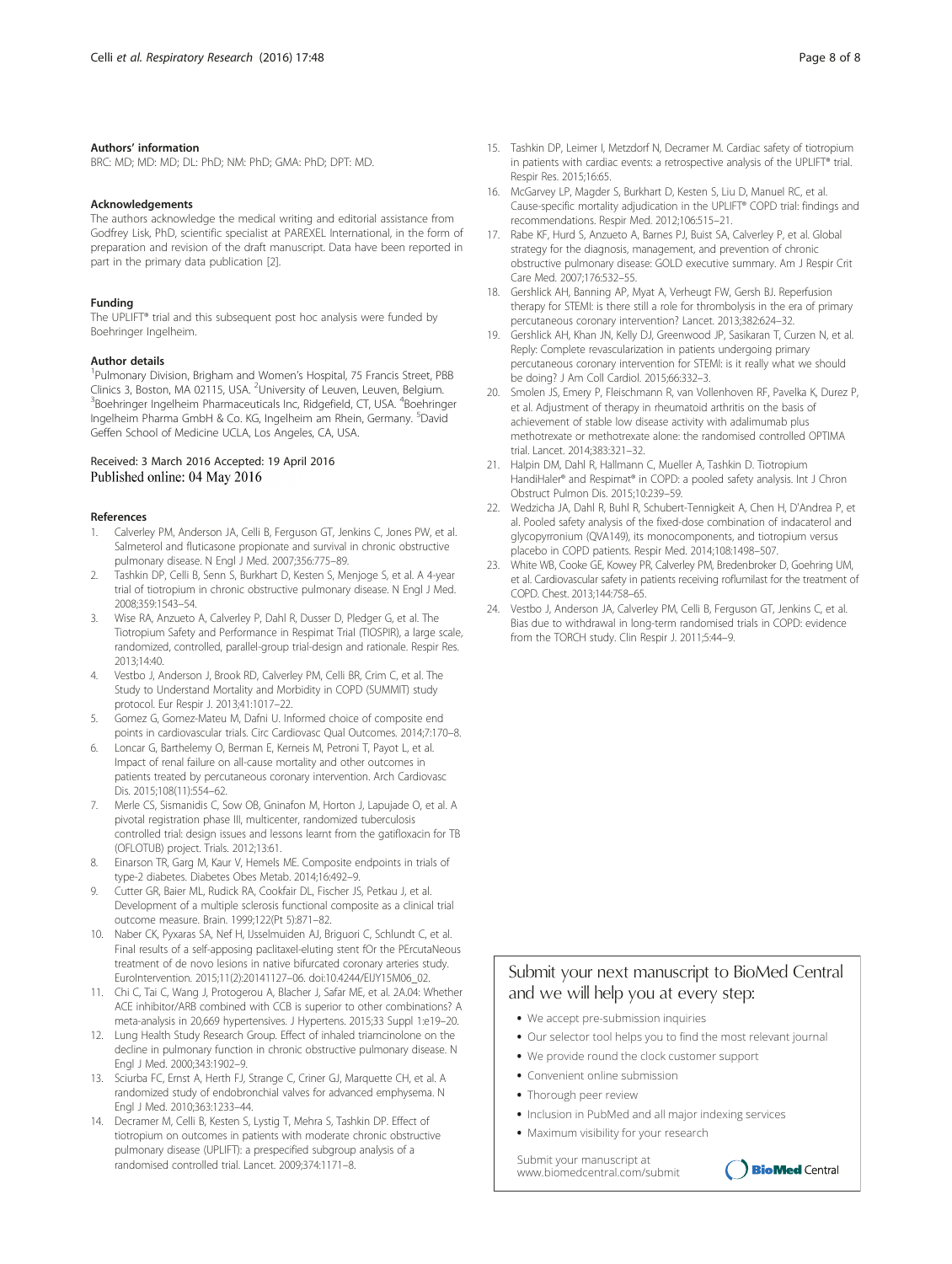#### Authors' information

BRC: MD; MD: MD; DL: PhD; NM: PhD; GMA: PhD; DPT: MD.

#### Acknowledgements

The authors acknowledge the medical writing and editorial assistance from Godfrey Lisk, PhD, scientific specialist at PAREXEL International, in the form of preparation and revision of the draft manuscript. Data have been reported in part in the primary data publication [2].

#### Funding

The UPLIFT® trial and this subsequent post hoc analysis were funded by Boehringer Ingelheim.

#### Author details

[1]Pulmonary Division, Brigham and Women's Hospital, 75 Francis Street, PBB Clinics 3, Boston, MA 02115, USA. [2]University of Leuven, Leuven, Belgium. [3]Boehringer Ingelheim Pharmaceuticals Inc, Ridgefield, CT, USA. [4]Boehringer Ingelheim Pharma GmbH & Co. KG, Ingelheim am Rhein, Germany. [5]David Geffen School of Medicine UCLA, Los Angeles, CA, USA.

Received: 3 March 2016 Accepted: 19 April 2016
Published online: 04 May 2016

#### References

1. Calverley PM, Anderson JA, Celli B, Ferguson GT, Jenkins C, Jones PW, et al. Salmeterol and fluticasone propionate and survival in chronic obstructive pulmonary disease. N Engl J Med. 2007;356:775–89.
2. Tashkin DP, Celli B, Senn S, Burkhart D, Kesten S, Menjoge S, et al. A 4-year trial of tiotropium in chronic obstructive pulmonary disease. N Engl J Med. 2008;359:1543–54.
3. Wise RA, Anzueto A, Calverley P, Dahl R, Dusser D, Pledger G, et al. The Tiotropium Safety and Performance in Respimat Trial (TIOSPIR), a large scale, randomized, controlled, parallel-group trial-design and rationale. Respir Res. 2013;14:40.
4. Vestbo J, Anderson J, Brook RD, Calverley PM, Celli BR, Crim C, et al. The Study to Understand Mortality and Morbidity in COPD (SUMMIT) study protocol. Eur Respir J. 2013;41:1017–22.
5. Gomez G, Gomez-Mateu M, Dafni U. Informed choice of composite end points in cardiovascular trials. Circ Cardiovasc Qual Outcomes. 2014;7:170–8.
6. Loncar G, Barthelemy O, Berman E, Kerneis M, Petroni T, Payot L, et al. Impact of renal failure on all-cause mortality and other outcomes in patients treated by percutaneous coronary intervention. Arch Cardiovasc Dis. 2015;108(11):554–62.
7. Merle CS, Sismanidis C, Sow OB, Gninafon M, Horton J, Lapujade O, et al. A pivotal registration phase III, multicenter, randomized tuberculosis controlled trial: design issues and lessons learnt from the gatifloxacin for TB (OFLOTUB) project. Trials. 2012;13:61.
8. Einarson TR, Garg M, Kaur V, Hemels ME. Composite endpoints in trials of type-2 diabetes. Diabetes Obes Metab. 2014;16:492–9.
9. Cutter GR, Baier ML, Rudick RA, Cookfair DL, Fischer JS, Petkau J, et al. Development of a multiple sclerosis functional composite as a clinical trial outcome measure. Brain. 1999;122(Pt 5):871–82.
10. Naber CK, Pyxaras SA, Nef H, IJsselmuiden AJ, Briguori C, Schlundt C, et al. Final results of a self-apposing paclitaxel-eluting stent fOr the PErcutaNeous treatment of de novo lesions in native bifurcated coronary arteries study. EuroIntervention. 2015;11(2):20141127–06. doi:10.4244/EIJY15M06_02.
11. Chi C, Tai C, Wang J, Protogerou A, Blacher J, Safar ME, et al. 2A.04: Whether ACE inhibitor/ARB combined with CCB is superior to other combinations? A meta-analysis in 20,669 hypertensives. J Hypertens. 2015;33 Suppl 1:e19–20.
12. Lung Health Study Research Group. Effect of inhaled triamcinolone on the decline in pulmonary function in chronic obstructive pulmonary disease. N Engl J Med. 2000;343:1902–9.
13. Sciurba FC, Ernst A, Herth FJ, Strange C, Criner GJ, Marquette CH, et al. A randomized study of endobronchial valves for advanced emphysema. N Engl J Med. 2010;363:1233–44.
14. Decramer M, Celli B, Kesten S, Lystig T, Mehra S, Tashkin DP. Effect of tiotropium on outcomes in patients with moderate chronic obstructive pulmonary disease (UPLIFT): a prespecified subgroup analysis of a randomised controlled trial. Lancet. 2009;374:1171–8.
15. Tashkin DP, Leimer I, Metzdorf N, Decramer M. Cardiac safety of tiotropium in patients with cardiac events: a retrospective analysis of the UPLIFT® trial. Respir Res. 2015;16:65.
16. McGarvey LP, Magder S, Burkhart D, Kesten S, Liu D, Manuel RC, et al. Cause-specific mortality adjudication in the UPLIFT® COPD trial: findings and recommendations. Respir Med. 2012;106:515–21.
17. Rabe KF, Hurd S, Anzueto A, Barnes PJ, Buist SA, Calverley P, et al. Global strategy for the diagnosis, management, and prevention of chronic obstructive pulmonary disease: GOLD executive summary. Am J Respir Crit Care Med. 2007;176:532–55.
18. Gershlick AH, Banning AP, Myat A, Verheugt FW, Gersh BJ. Reperfusion therapy for STEMI: is there still a role for thrombolysis in the era of primary percutaneous coronary intervention? Lancet. 2013;382:624–32.
19. Gershlick AH, Khan JN, Kelly DJ, Greenwood JP, Sasikaran T, Curzen N, et al. Reply: Complete revascularization in patients undergoing primary percutaneous coronary intervention for STEMI: is it really what we should be doing? J Am Coll Cardiol. 2015;66:332–3.
20. Smolen JS, Emery P, Fleischmann R, van Vollenhoven RF, Pavelka K, Durez P, et al. Adjustment of therapy in rheumatoid arthritis on the basis of achievement of stable low disease activity with adalimumab plus methotrexate or methotrexate alone: the randomised controlled OPTIMA trial. Lancet. 2014;383:321–32.
21. Halpin DM, Dahl R, Hallmann C, Mueller A, Tashkin D. Tiotropium HandiHaler® and Respimat® in COPD: a pooled safety analysis. Int J Chron Obstruct Pulmon Dis. 2015;10:239–59.
22. Wedzicha JA, Dahl R, Buhl R, Schubert-Tennigkeit A, Chen H, D'Andrea P, et al. Pooled safety analysis of the fixed-dose combination of indacaterol and glycopyrronium (QVA149), its monocomponents, and tiotropium versus placebo in COPD patients. Respir Med. 2014;108:1498–507.
23. White WB, Cooke GE, Kowey PR, Calverley PM, Bredenbroker D, Goehring UM, et al. Cardiovascular safety in patients receiving roflumilast for the treatment of COPD. Chest. 2013;144:758–65.
24. Vestbo J, Anderson JA, Calverley PM, Celli B, Ferguson GT, Jenkins C, et al. Bias due to withdrawal in long-term randomised trials in COPD: evidence from the TORCH study. Clin Respir J. 2011;5:44–9.

Submit your next manuscript to BioMed Central and we will help you at every step:

- We accept pre-submission inquiries
- Our selector tool helps you to find the most relevant journal
- We provide round the clock customer support
- Convenient online submission
- Thorough peer review
- Inclusion in PubMed and all major indexing services
- Maximum visibility for your research

Submit your manuscript at
www.biomedcentral.com/submit

BioMed Central